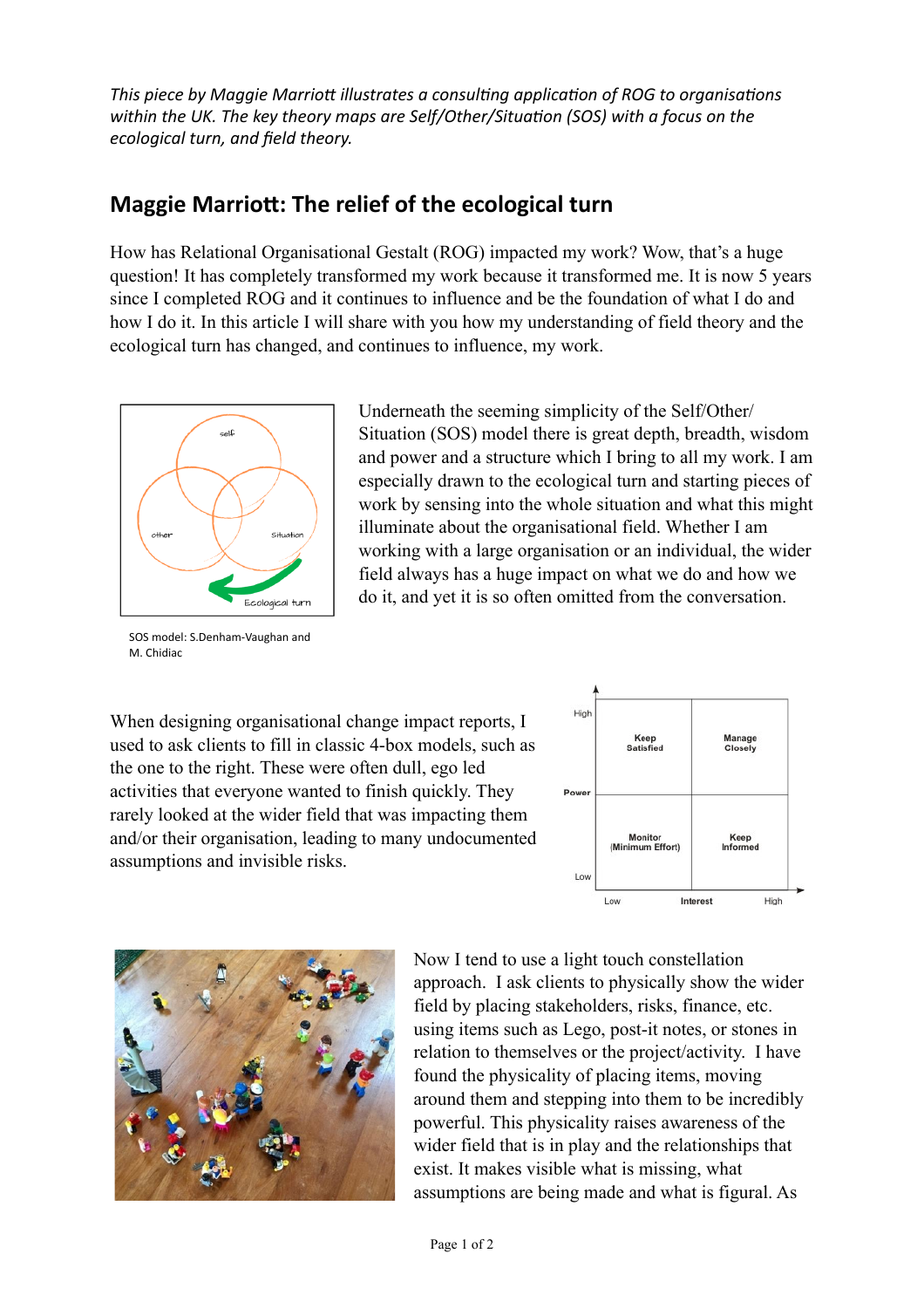*This piece by Maggie Marriott illustrates a consulting application of ROG to organisations within the UK. The key theory maps are Self/Other/Situation (SOS) with a focus on the ecological turn, and field theory.*

## Maggie Marriott: The relief of the ecological turn

How has Relational Organisational Gestalt (ROG) impacted my work? Wow, that's a huge question! It has completely transformed my work because it transformed me. It is now 5 years since I completed ROG and it continues to influence and be the foundation of what I do and how I do it. In this article I will share with you how my understanding of field theory and the ecological turn has changed, and continues to influence, my work.

SOS model: S.Denham-Vaughan and M. Chidiac

Underneath the seeming simplicity of the Self/Other/Situation (SOS) model there is great depth, breadth, wisdom and power and a structure which I bring to all my work. I am especially drawn to the ecological turn and starting pieces of work by sensing into the whole situation and what this might illuminate about the organisational field. Whether I am working with a large organisation or an individual, the wider field always has a huge impact on what we do and how we do it, and yet it is so often omitted from the conversation.

When designing organisational change impact reports, I used to ask clients to fill in classic 4-box models, such as the one to the right. These were often dull, ego led activities that everyone wanted to finish quickly. They rarely looked at the wider field that was impacting them and/or their organisation, leading to many undocumented assumptions and invisible risks.

| Power \ Interest | Low | High |
| --- | --- | --- |
| High | Keep Satisfied | Manage Closely |
| Low | Monitor (Minimum Effort) | Keep Informed |

Now I tend to use a light touch constellation approach. I ask clients to physically show the wider field by placing stakeholders, risks, finance, etc. using items such as Lego, post-it notes, or stones in relation to themselves or the project/activity. I have found the physicality of placing items, moving around them and stepping into them to be incredibly powerful. This physicality raises awareness of the wider field that is in play and the relationships that exist. It makes visible what is missing, what assumptions are being made and what is figural. As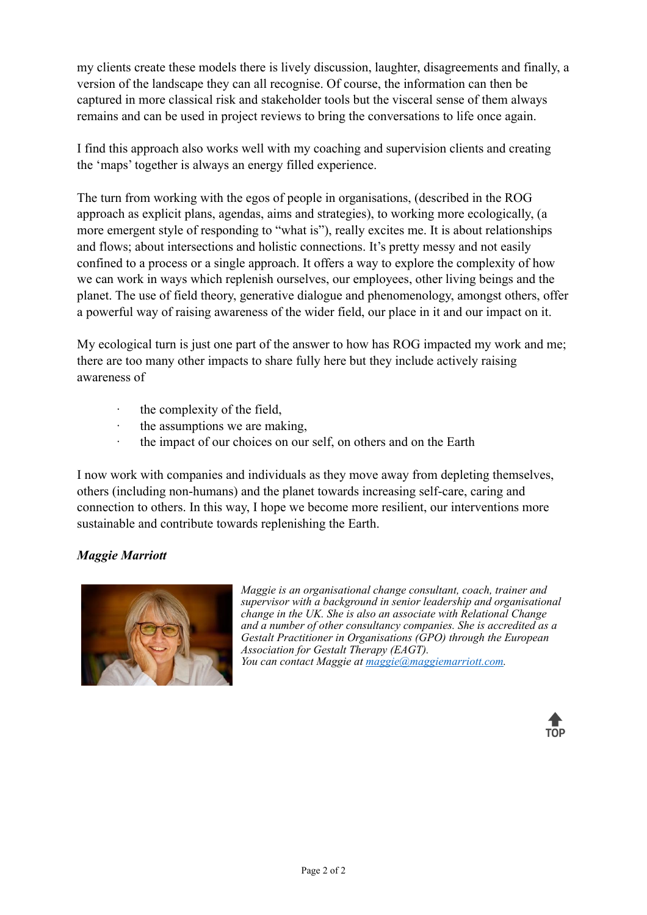my clients create these models there is lively discussion, laughter, disagreements and finally, a version of the landscape they can all recognise. Of course, the information can then be captured in more classical risk and stakeholder tools but the visceral sense of them always remains and can be used in project reviews to bring the conversations to life once again.

I find this approach also works well with my coaching and supervision clients and creating the 'maps' together is always an energy filled experience.

The turn from working with the egos of people in organisations, (described in the ROG approach as explicit plans, agendas, aims and strategies), to working more ecologically, (a more emergent style of responding to "what is"), really excites me. It is about relationships and flows; about intersections and holistic connections. It's pretty messy and not easily confined to a process or a single approach. It offers a way to explore the complexity of how we can work in ways which replenish ourselves, our employees, other living beings and the planet. The use of field theory, generative dialogue and phenomenology, amongst others, offer a powerful way of raising awareness of the wider field, our place in it and our impact on it.

My ecological turn is just one part of the answer to how has ROG impacted my work and me; there are too many other impacts to share fully here but they include actively raising awareness of

- the complexity of the field,
- the assumptions we are making,
- the impact of our choices on our self, on others and on the Earth

I now work with companies and individuals as they move away from depleting themselves, others (including non-humans) and the planet towards increasing self-care, caring and connection to others. In this way, I hope we become more resilient, our interventions more sustainable and contribute towards replenishing the Earth.

***Maggie Marriott***

*Maggie is an organisational change consultant, coach, trainer and supervisor with a background in senior leadership and organisational change in the UK. She is also an associate with Relational Change and a number of other consultancy companies. She is accredited as a Gestalt Practitioner in Organisations (GPO) through the European Association for Gestalt Therapy (EAGT).*
*You can contact Maggie at [maggie@maggiemarriott.com](mailto:maggie@maggiemarriott.com).*

TOP